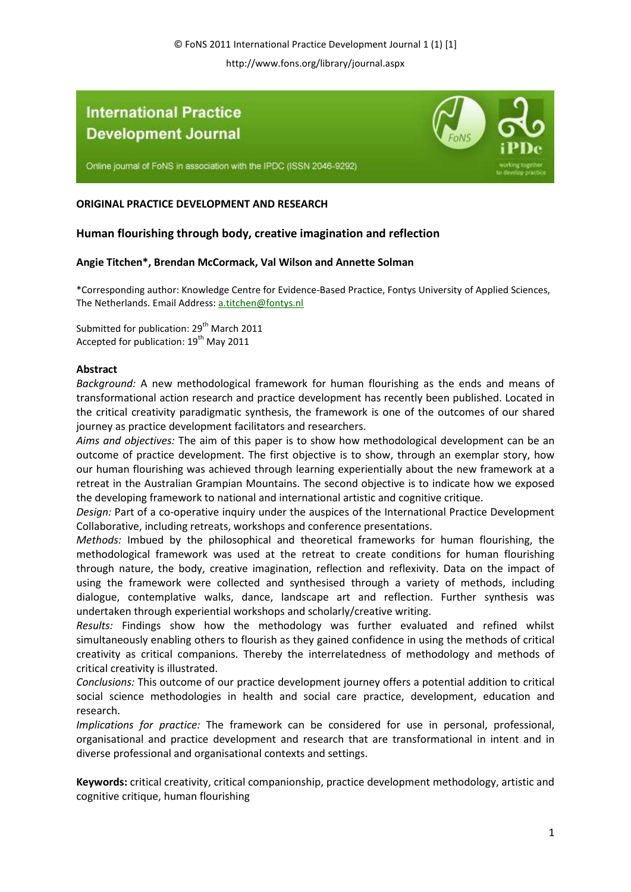**ORIGINAL PRACTICE DEVELOPMENT AND RESEARCH**

# Human flourishing through body, creative imagination and reflection

**Angie Titchen\*, Brendan McCormack, Val Wilson and Annette Solman**

\*Corresponding author: Knowledge Centre for Evidence-Based Practice, Fontys University of Applied Sciences, The Netherlands. Email Address: a.titchen@fontys.nl

Submitted for publication: 29th March 2011
Accepted for publication: 19th May 2011

## Abstract

*Background:* A new methodological framework for human flourishing as the ends and means of transformational action research and practice development has recently been published. Located in the critical creativity paradigmatic synthesis, the framework is one of the outcomes of our shared journey as practice development facilitators and researchers.

*Aims and objectives:* The aim of this paper is to show how methodological development can be an outcome of practice development. The first objective is to show, through an exemplar story, how our human flourishing was achieved through learning experientially about the new framework at a retreat in the Australian Grampian Mountains. The second objective is to indicate how we exposed the developing framework to national and international artistic and cognitive critique.

*Design:* Part of a co-operative inquiry under the auspices of the International Practice Development Collaborative, including retreats, workshops and conference presentations.

*Methods:* Imbued by the philosophical and theoretical frameworks for human flourishing, the methodological framework was used at the retreat to create conditions for human flourishing through nature, the body, creative imagination, reflection and reflexivity. Data on the impact of using the framework were collected and synthesised through a variety of methods, including dialogue, contemplative walks, dance, landscape art and reflection. Further synthesis was undertaken through experiential workshops and scholarly/creative writing.

*Results:* Findings show how the methodology was further evaluated and refined whilst simultaneously enabling others to flourish as they gained confidence in using the methods of critical creativity as critical companions. Thereby the interrelatedness of methodology and methods of critical creativity is illustrated.

*Conclusions:* This outcome of our practice development journey offers a potential addition to critical social science methodologies in health and social care practice, development, education and research.

*Implications for practice:* The framework can be considered for use in personal, professional, organisational and practice development and research that are transformational in intent and in diverse professional and organisational contexts and settings.

**Keywords:** critical creativity, critical companionship, practice development methodology, artistic and cognitive critique, human flourishing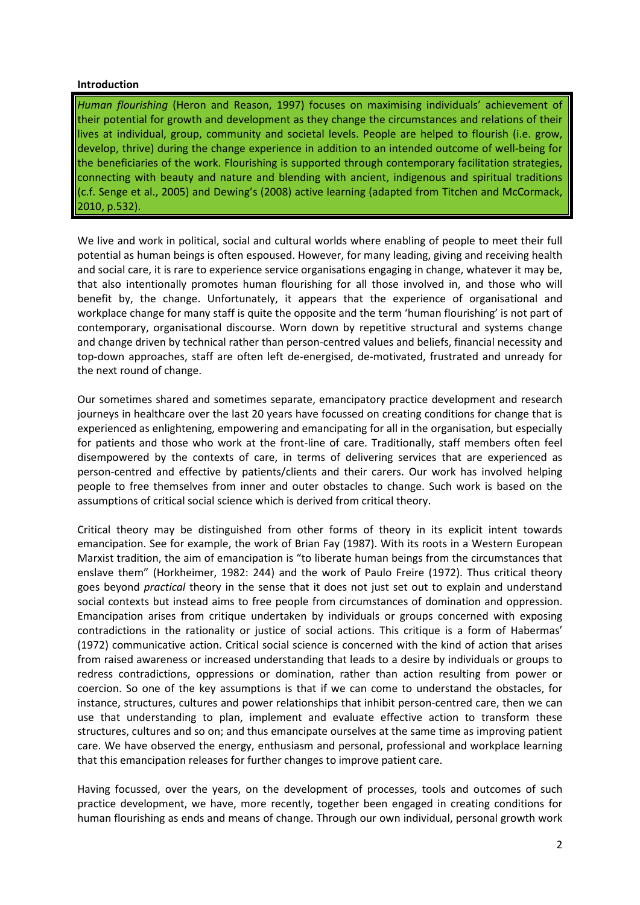**Introduction**

> *Human flourishing* (Heron and Reason, 1997) focuses on maximising individuals' achievement of their potential for growth and development as they change the circumstances and relations of their lives at individual, group, community and societal levels. People are helped to flourish (i.e. grow, develop, thrive) during the change experience in addition to an intended outcome of well-being for the beneficiaries of the work. Flourishing is supported through contemporary facilitation strategies, connecting with beauty and nature and blending with ancient, indigenous and spiritual traditions (c.f. Senge et al., 2005) and Dewing's (2008) active learning (adapted from Titchen and McCormack, 2010, p.532).

We live and work in political, social and cultural worlds where enabling of people to meet their full potential as human beings is often espoused. However, for many leading, giving and receiving health and social care, it is rare to experience service organisations engaging in change, whatever it may be, that also intentionally promotes human flourishing for all those involved in, and those who will benefit by, the change. Unfortunately, it appears that the experience of organisational and workplace change for many staff is quite the opposite and the term 'human flourishing' is not part of contemporary, organisational discourse. Worn down by repetitive structural and systems change and change driven by technical rather than person-centred values and beliefs, financial necessity and top-down approaches, staff are often left de-energised, de-motivated, frustrated and unready for the next round of change.

Our sometimes shared and sometimes separate, emancipatory practice development and research journeys in healthcare over the last 20 years have focussed on creating conditions for change that is experienced as enlightening, empowering and emancipating for all in the organisation, but especially for patients and those who work at the front-line of care. Traditionally, staff members often feel disempowered by the contexts of care, in terms of delivering services that are experienced as person-centred and effective by patients/clients and their carers. Our work has involved helping people to free themselves from inner and outer obstacles to change. Such work is based on the assumptions of critical social science which is derived from critical theory.

Critical theory may be distinguished from other forms of theory in its explicit intent towards emancipation. See for example, the work of Brian Fay (1987). With its roots in a Western European Marxist tradition, the aim of emancipation is "to liberate human beings from the circumstances that enslave them" (Horkheimer, 1982: 244) and the work of Paulo Freire (1972). Thus critical theory goes beyond *practical* theory in the sense that it does not just set out to explain and understand social contexts but instead aims to free people from circumstances of domination and oppression. Emancipation arises from critique undertaken by individuals or groups concerned with exposing contradictions in the rationality or justice of social actions. This critique is a form of Habermas' (1972) communicative action. Critical social science is concerned with the kind of action that arises from raised awareness or increased understanding that leads to a desire by individuals or groups to redress contradictions, oppressions or domination, rather than action resulting from power or coercion. So one of the key assumptions is that if we can come to understand the obstacles, for instance, structures, cultures and power relationships that inhibit person-centred care, then we can use that understanding to plan, implement and evaluate effective action to transform these structures, cultures and so on; and thus emancipate ourselves at the same time as improving patient care. We have observed the energy, enthusiasm and personal, professional and workplace learning that this emancipation releases for further changes to improve patient care.

Having focussed, over the years, on the development of processes, tools and outcomes of such practice development, we have, more recently, together been engaged in creating conditions for human flourishing as ends and means of change. Through our own individual, personal growth work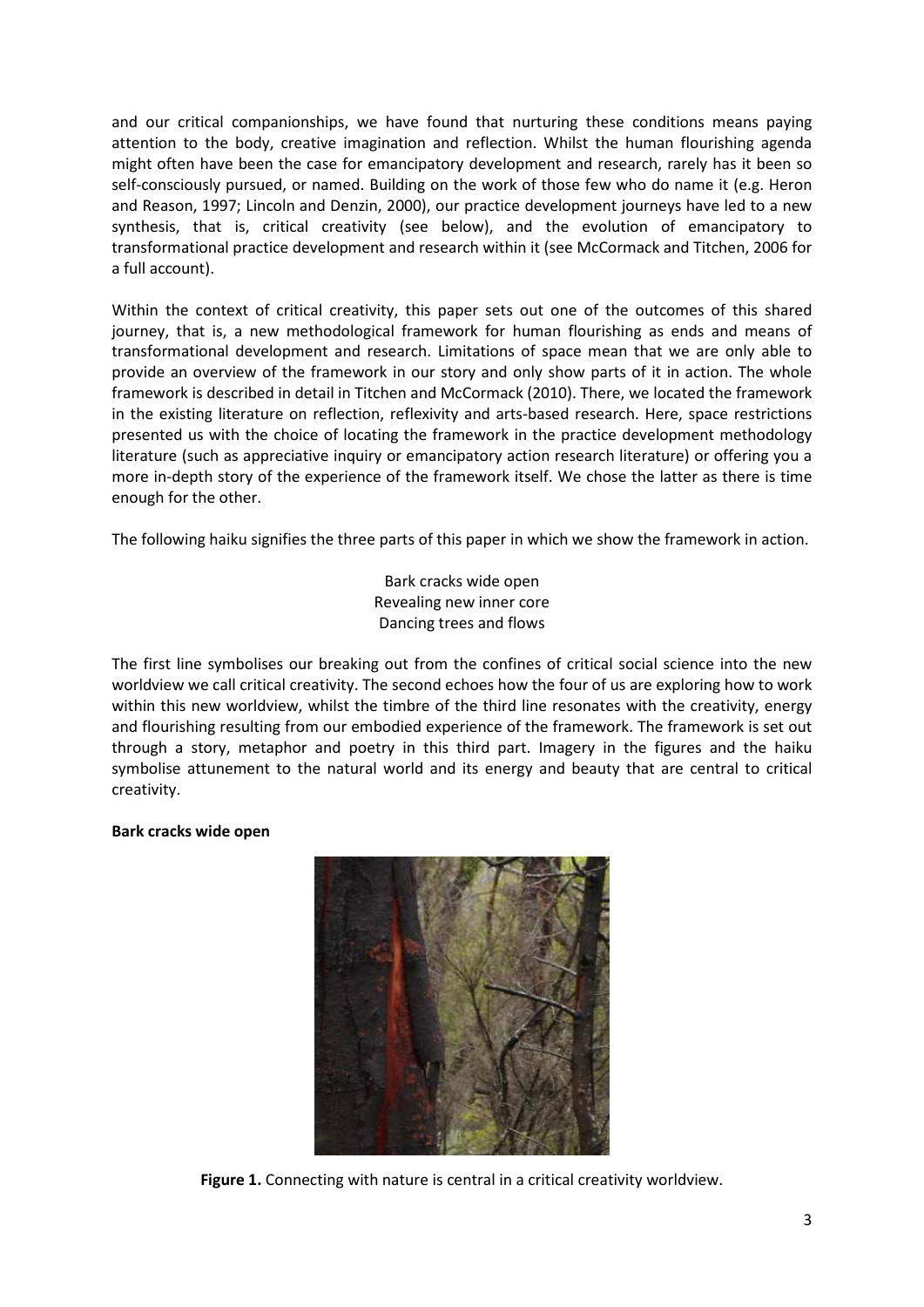and our critical companionships, we have found that nurturing these conditions means paying attention to the body, creative imagination and reflection. Whilst the human flourishing agenda might often have been the case for emancipatory development and research, rarely has it been so self-consciously pursued, or named. Building on the work of those few who do name it (e.g. Heron and Reason, 1997; Lincoln and Denzin, 2000), our practice development journeys have led to a new synthesis, that is, critical creativity (see below), and the evolution of emancipatory to transformational practice development and research within it (see McCormack and Titchen, 2006 for a full account).

Within the context of critical creativity, this paper sets out one of the outcomes of this shared journey, that is, a new methodological framework for human flourishing as ends and means of transformational development and research. Limitations of space mean that we are only able to provide an overview of the framework in our story and only show parts of it in action. The whole framework is described in detail in Titchen and McCormack (2010). There, we located the framework in the existing literature on reflection, reflexivity and arts-based research. Here, space restrictions presented us with the choice of locating the framework in the practice development methodology literature (such as appreciative inquiry or emancipatory action research literature) or offering you a more in-depth story of the experience of the framework itself. We chose the latter as there is time enough for the other.

The following haiku signifies the three parts of this paper in which we show the framework in action.

Bark cracks wide open
Revealing new inner core
Dancing trees and flows

The first line symbolises our breaking out from the confines of critical social science into the new worldview we call critical creativity. The second echoes how the four of us are exploring how to work within this new worldview, whilst the timbre of the third line resonates with the creativity, energy and flourishing resulting from our embodied experience of the framework. The framework is set out through a story, metaphor and poetry in this third part. Imagery in the figures and the haiku symbolise attunement to the natural world and its energy and beauty that are central to critical creativity.

**Bark cracks wide open**

**Figure 1.** Connecting with nature is central in a critical creativity worldview.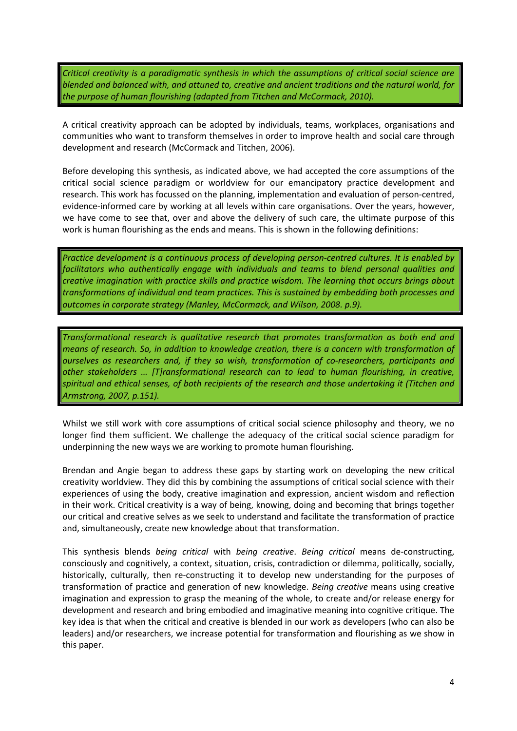> *Critical creativity is a paradigmatic synthesis in which the assumptions of critical social science are blended and balanced with, and attuned to, creative and ancient traditions and the natural world, for the purpose of human flourishing (adapted from Titchen and McCormack, 2010).*

A critical creativity approach can be adopted by individuals, teams, workplaces, organisations and communities who want to transform themselves in order to improve health and social care through development and research (McCormack and Titchen, 2006).

Before developing this synthesis, as indicated above, we had accepted the core assumptions of the critical social science paradigm or worldview for our emancipatory practice development and research. This work has focussed on the planning, implementation and evaluation of person-centred, evidence-informed care by working at all levels within care organisations. Over the years, however, we have come to see that, over and above the delivery of such care, the ultimate purpose of this work is human flourishing as the ends and means. This is shown in the following definitions:

> *Practice development is a continuous process of developing person-centred cultures. It is enabled by facilitators who authentically engage with individuals and teams to blend personal qualities and creative imagination with practice skills and practice wisdom. The learning that occurs brings about transformations of individual and team practices. This is sustained by embedding both processes and outcomes in corporate strategy (Manley, McCormack, and Wilson, 2008. p.9).*

> *Transformational research is qualitative research that promotes transformation as both end and means of research. So, in addition to knowledge creation, there is a concern with transformation of ourselves as researchers and, if they so wish, transformation of co-researchers, participants and other stakeholders … [T]ransformational research can to lead to human flourishing, in creative, spiritual and ethical senses, of both recipients of the research and those undertaking it (Titchen and Armstrong, 2007, p.151).*

Whilst we still work with core assumptions of critical social science philosophy and theory, we no longer find them sufficient. We challenge the adequacy of the critical social science paradigm for underpinning the new ways we are working to promote human flourishing.

Brendan and Angie began to address these gaps by starting work on developing the new critical creativity worldview. They did this by combining the assumptions of critical social science with their experiences of using the body, creative imagination and expression, ancient wisdom and reflection in their work. Critical creativity is a way of being, knowing, doing and becoming that brings together our critical and creative selves as we seek to understand and facilitate the transformation of practice and, simultaneously, create new knowledge about that transformation.

This synthesis blends *being critical* with *being creative*. *Being critical* means de-constructing, consciously and cognitively, a context, situation, crisis, contradiction or dilemma, politically, socially, historically, culturally, then re-constructing it to develop new understanding for the purposes of transformation of practice and generation of new knowledge. *Being creative* means using creative imagination and expression to grasp the meaning of the whole, to create and/or release energy for development and research and bring embodied and imaginative meaning into cognitive critique. The key idea is that when the critical and creative is blended in our work as developers (who can also be leaders) and/or researchers, we increase potential for transformation and flourishing as we show in this paper.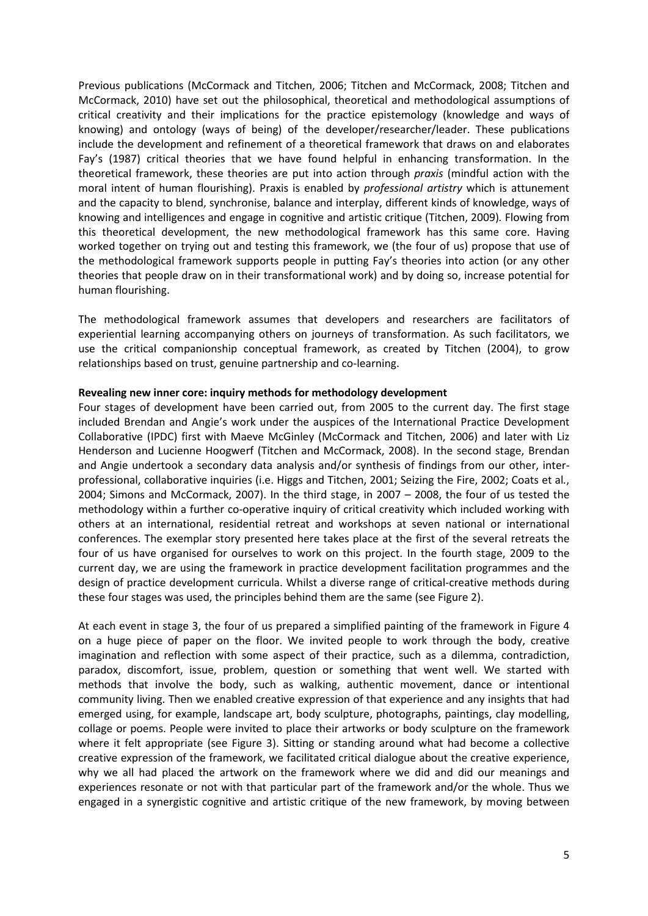Previous publications (McCormack and Titchen, 2006; Titchen and McCormack, 2008; Titchen and McCormack, 2010) have set out the philosophical, theoretical and methodological assumptions of critical creativity and their implications for the practice epistemology (knowledge and ways of knowing) and ontology (ways of being) of the developer/researcher/leader. These publications include the development and refinement of a theoretical framework that draws on and elaborates Fay's (1987) critical theories that we have found helpful in enhancing transformation. In the theoretical framework, these theories are put into action through *praxis* (mindful action with the moral intent of human flourishing). Praxis is enabled by *professional artistry* which is attunement and the capacity to blend, synchronise, balance and interplay, different kinds of knowledge, ways of knowing and intelligences and engage in cognitive and artistic critique (Titchen, 2009). Flowing from this theoretical development, the new methodological framework has this same core. Having worked together on trying out and testing this framework, we (the four of us) propose that use of the methodological framework supports people in putting Fay's theories into action (or any other theories that people draw on in their transformational work) and by doing so, increase potential for human flourishing.

The methodological framework assumes that developers and researchers are facilitators of experiential learning accompanying others on journeys of transformation. As such facilitators, we use the critical companionship conceptual framework, as created by Titchen (2004), to grow relationships based on trust, genuine partnership and co-learning.

**Revealing new inner core: inquiry methods for methodology development**

Four stages of development have been carried out, from 2005 to the current day. The first stage included Brendan and Angie's work under the auspices of the International Practice Development Collaborative (IPDC) first with Maeve McGinley (McCormack and Titchen, 2006) and later with Liz Henderson and Lucienne Hoogwerf (Titchen and McCormack, 2008). In the second stage, Brendan and Angie undertook a secondary data analysis and/or synthesis of findings from our other, inter-professional, collaborative inquiries (i.e. Higgs and Titchen, 2001; Seizing the Fire, 2002; Coats et al., 2004; Simons and McCormack, 2007). In the third stage, in 2007 – 2008, the four of us tested the methodology within a further co-operative inquiry of critical creativity which included working with others at an international, residential retreat and workshops at seven national or international conferences. The exemplar story presented here takes place at the first of the several retreats the four of us have organised for ourselves to work on this project. In the fourth stage, 2009 to the current day, we are using the framework in practice development facilitation programmes and the design of practice development curricula. Whilst a diverse range of critical-creative methods during these four stages was used, the principles behind them are the same (see Figure 2).

At each event in stage 3, the four of us prepared a simplified painting of the framework in Figure 4 on a huge piece of paper on the floor. We invited people to work through the body, creative imagination and reflection with some aspect of their practice, such as a dilemma, contradiction, paradox, discomfort, issue, problem, question or something that went well. We started with methods that involve the body, such as walking, authentic movement, dance or intentional community living. Then we enabled creative expression of that experience and any insights that had emerged using, for example, landscape art, body sculpture, photographs, paintings, clay modelling, collage or poems. People were invited to place their artworks or body sculpture on the framework where it felt appropriate (see Figure 3). Sitting or standing around what had become a collective creative expression of the framework, we facilitated critical dialogue about the creative experience, why we all had placed the artwork on the framework where we did and did our meanings and experiences resonate or not with that particular part of the framework and/or the whole. Thus we engaged in a synergistic cognitive and artistic critique of the new framework, by moving between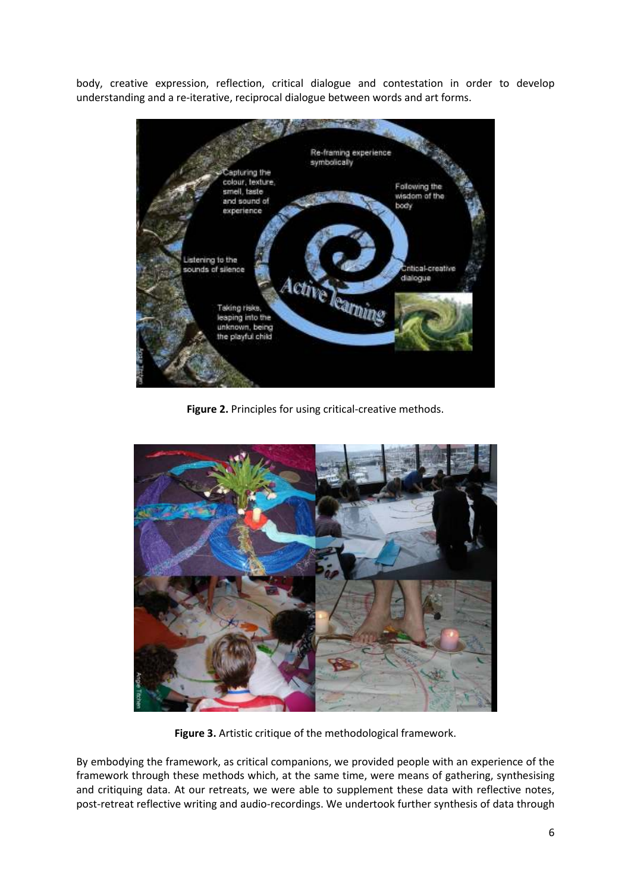body, creative expression, reflection, critical dialogue and contestation in order to develop understanding and a re-iterative, reciprocal dialogue between words and art forms.

**Figure 2.** Principles for using critical-creative methods.

**Figure 3.** Artistic critique of the methodological framework.

By embodying the framework, as critical companions, we provided people with an experience of the framework through these methods which, at the same time, were means of gathering, synthesising and critiquing data. At our retreats, we were able to supplement these data with reflective notes, post-retreat reflective writing and audio-recordings. We undertook further synthesis of data through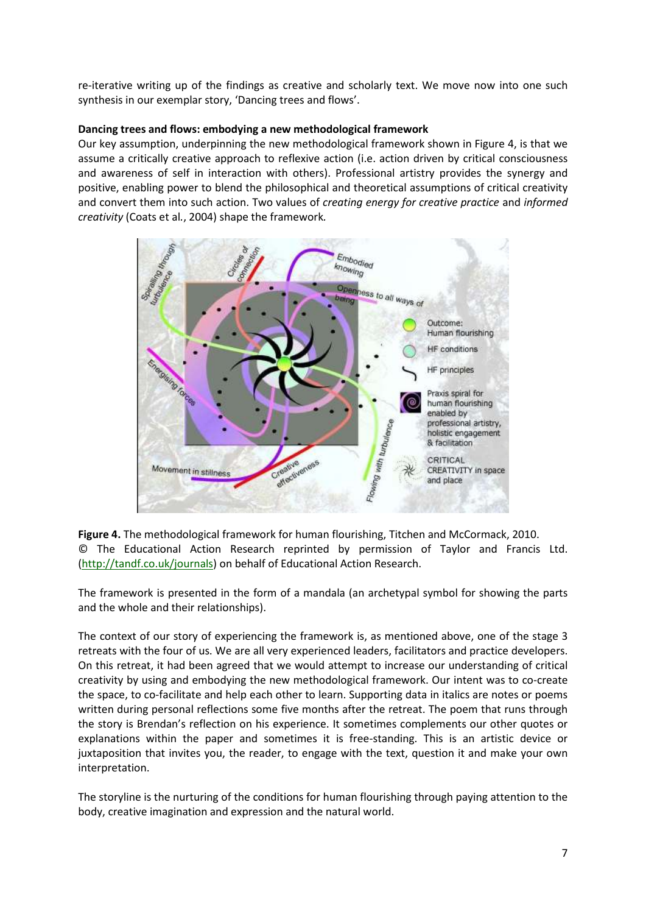re-iterative writing up of the findings as creative and scholarly text. We move now into one such synthesis in our exemplar story, 'Dancing trees and flows'.

**Dancing trees and flows: embodying a new methodological framework**

Our key assumption, underpinning the new methodological framework shown in Figure 4, is that we assume a critically creative approach to reflexive action (i.e. action driven by critical consciousness and awareness of self in interaction with others). Professional artistry provides the synergy and positive, enabling power to blend the philosophical and theoretical assumptions of critical creativity and convert them into such action. Two values of *creating energy for creative practice* and *informed creativity* (Coats et al., 2004) shape the framework.

**Figure 4.** The methodological framework for human flourishing, Titchen and McCormack, 2010. © The Educational Action Research reprinted by permission of Taylor and Francis Ltd. (http://tandf.co.uk/journals) on behalf of Educational Action Research.

The framework is presented in the form of a mandala (an archetypal symbol for showing the parts and the whole and their relationships).

The context of our story of experiencing the framework is, as mentioned above, one of the stage 3 retreats with the four of us. We are all very experienced leaders, facilitators and practice developers. On this retreat, it had been agreed that we would attempt to increase our understanding of critical creativity by using and embodying the new methodological framework. Our intent was to co-create the space, to co-facilitate and help each other to learn. Supporting data in italics are notes or poems written during personal reflections some five months after the retreat. The poem that runs through the story is Brendan's reflection on his experience. It sometimes complements our other quotes or explanations within the paper and sometimes it is free-standing. This is an artistic device or juxtaposition that invites you, the reader, to engage with the text, question it and make your own interpretation.

The storyline is the nurturing of the conditions for human flourishing through paying attention to the body, creative imagination and expression and the natural world.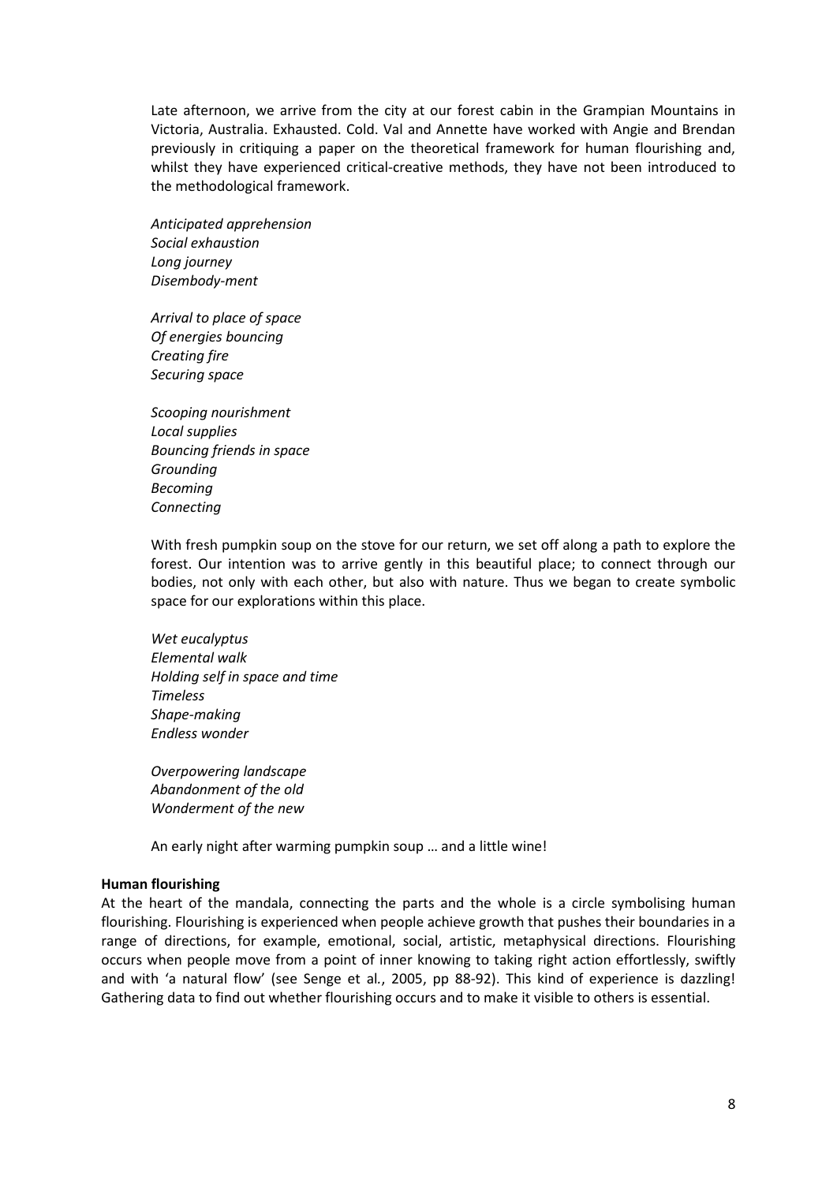Late afternoon, we arrive from the city at our forest cabin in the Grampian Mountains in Victoria, Australia. Exhausted. Cold. Val and Annette have worked with Angie and Brendan previously in critiquing a paper on the theoretical framework for human flourishing and, whilst they have experienced critical-creative methods, they have not been introduced to the methodological framework.

*Anticipated apprehension*  
*Social exhaustion*  
*Long journey*  
*Disembody-ment*

*Arrival to place of space*  
*Of energies bouncing*  
*Creating fire*  
*Securing space*

*Scooping nourishment*  
*Local supplies*  
*Bouncing friends in space*  
*Grounding*  
*Becoming*  
*Connecting*

With fresh pumpkin soup on the stove for our return, we set off along a path to explore the forest. Our intention was to arrive gently in this beautiful place; to connect through our bodies, not only with each other, but also with nature. Thus we began to create symbolic space for our explorations within this place.

*Wet eucalyptus*  
*Elemental walk*  
*Holding self in space and time*  
*Timeless*  
*Shape-making*  
*Endless wonder*

*Overpowering landscape*  
*Abandonment of the old*  
*Wonderment of the new*

An early night after warming pumpkin soup … and a little wine!

**Human flourishing**

At the heart of the mandala, connecting the parts and the whole is a circle symbolising human flourishing. Flourishing is experienced when people achieve growth that pushes their boundaries in a range of directions, for example, emotional, social, artistic, metaphysical directions. Flourishing occurs when people move from a point of inner knowing to taking right action effortlessly, swiftly and with 'a natural flow' (see Senge et al., 2005, pp 88-92). This kind of experience is dazzling! Gathering data to find out whether flourishing occurs and to make it visible to others is essential.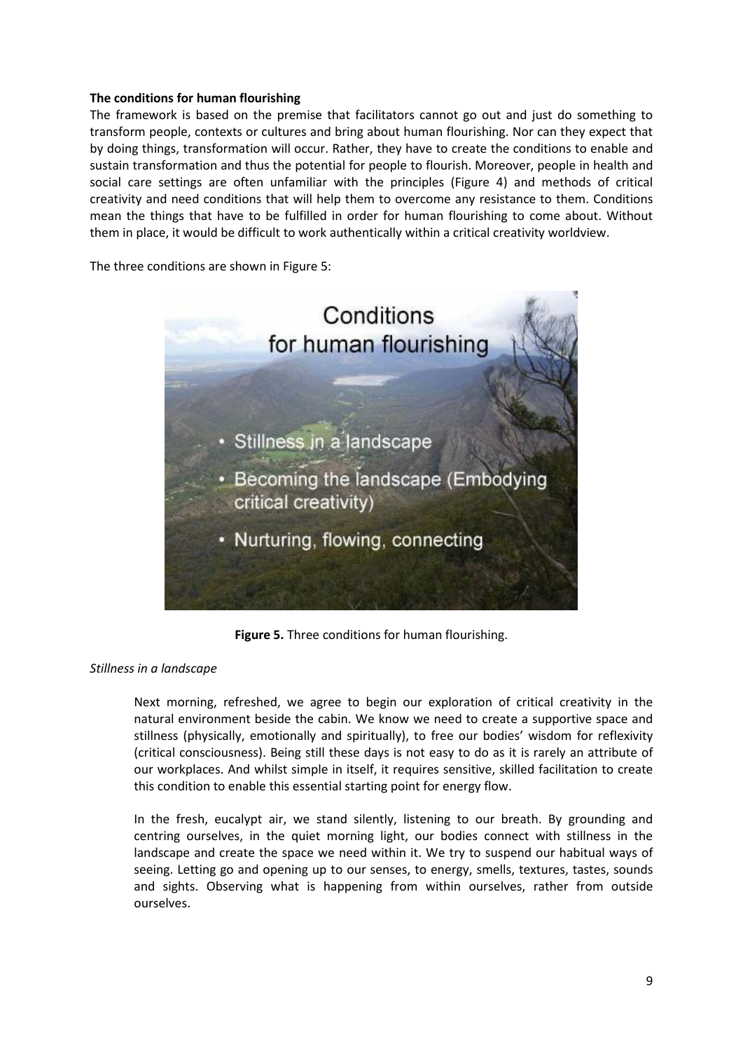**The conditions for human flourishing**

The framework is based on the premise that facilitators cannot go out and just do something to transform people, contexts or cultures and bring about human flourishing. Nor can they expect that by doing things, transformation will occur. Rather, they have to create the conditions to enable and sustain transformation and thus the potential for people to flourish. Moreover, people in health and social care settings are often unfamiliar with the principles (Figure 4) and methods of critical creativity and need conditions that will help them to overcome any resistance to them. Conditions mean the things that have to be fulfilled in order for human flourishing to come about. Without them in place, it would be difficult to work authentically within a critical creativity worldview.

The three conditions are shown in Figure 5:

**Figure 5.** Three conditions for human flourishing.

*Stillness in a landscape*

> Next morning, refreshed, we agree to begin our exploration of critical creativity in the natural environment beside the cabin. We know we need to create a supportive space and stillness (physically, emotionally and spiritually), to free our bodies' wisdom for reflexivity (critical consciousness). Being still these days is not easy to do as it is rarely an attribute of our workplaces. And whilst simple in itself, it requires sensitive, skilled facilitation to create this condition to enable this essential starting point for energy flow.
>
> In the fresh, eucalypt air, we stand silently, listening to our breath. By grounding and centring ourselves, in the quiet morning light, our bodies connect with stillness in the landscape and create the space we need within it. We try to suspend our habitual ways of seeing. Letting go and opening up to our senses, to energy, smells, textures, tastes, sounds and sights. Observing what is happening from within ourselves, rather from outside ourselves.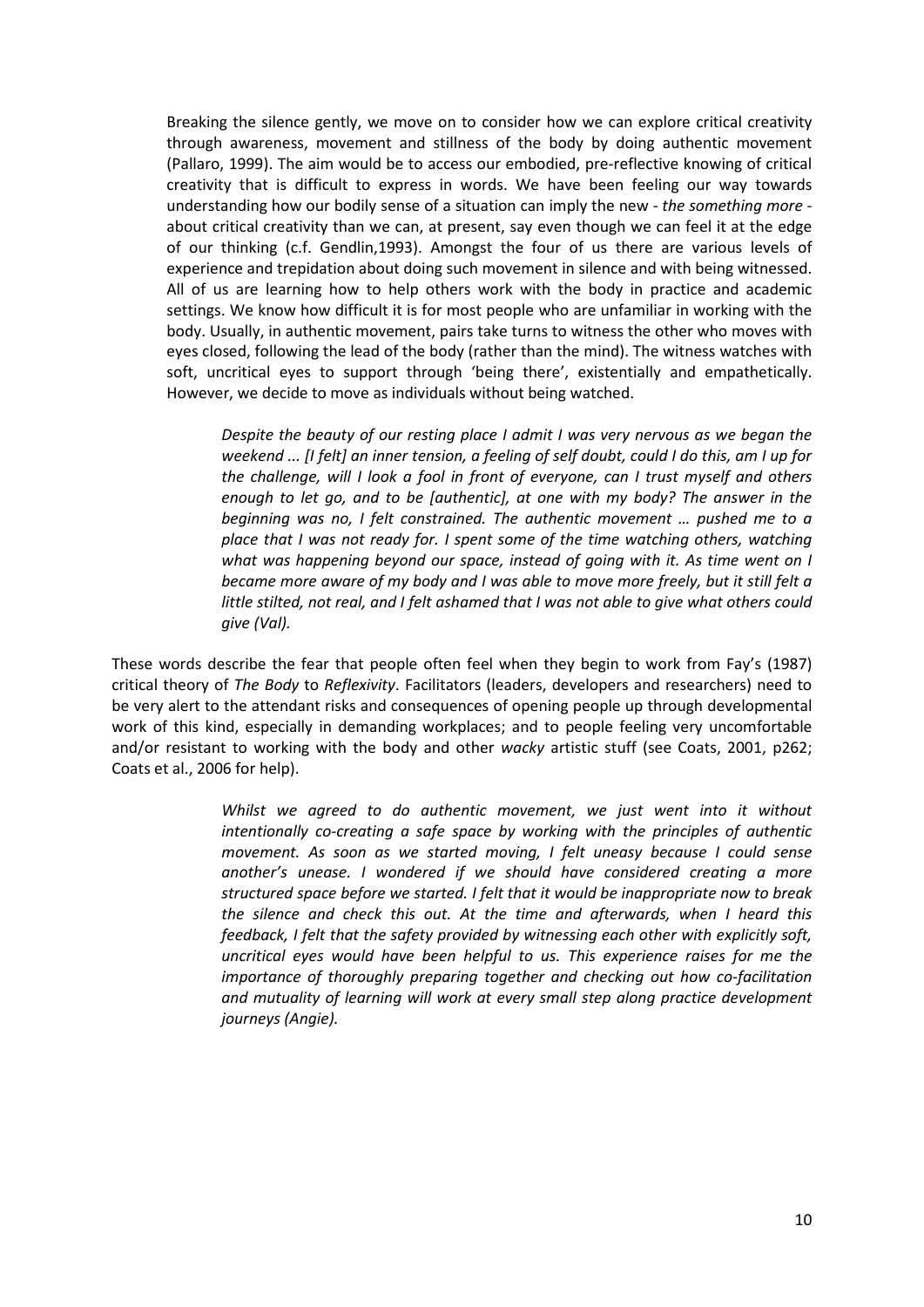Breaking the silence gently, we move on to consider how we can explore critical creativity through awareness, movement and stillness of the body by doing authentic movement (Pallaro, 1999). The aim would be to access our embodied, pre-reflective knowing of critical creativity that is difficult to express in words. We have been feeling our way towards understanding how our bodily sense of a situation can imply the new - *the something more* - about critical creativity than we can, at present, say even though we can feel it at the edge of our thinking (c.f. Gendlin,1993). Amongst the four of us there are various levels of experience and trepidation about doing such movement in silence and with being witnessed. All of us are learning how to help others work with the body in practice and academic settings. We know how difficult it is for most people who are unfamiliar in working with the body. Usually, in authentic movement, pairs take turns to witness the other who moves with eyes closed, following the lead of the body (rather than the mind). The witness watches with soft, uncritical eyes to support through 'being there', existentially and empathetically. However, we decide to move as individuals without being watched.

> *Despite the beauty of our resting place I admit I was very nervous as we began the weekend ... [I felt] an inner tension, a feeling of self doubt, could I do this, am I up for the challenge, will I look a fool in front of everyone, can I trust myself and others enough to let go, and to be [authentic], at one with my body? The answer in the beginning was no, I felt constrained. The authentic movement … pushed me to a place that I was not ready for. I spent some of the time watching others, watching what was happening beyond our space, instead of going with it. As time went on I became more aware of my body and I was able to move more freely, but it still felt a little stilted, not real, and I felt ashamed that I was not able to give what others could give (Val).*

These words describe the fear that people often feel when they begin to work from Fay's (1987) critical theory of *The Body* to *Reflexivity*. Facilitators (leaders, developers and researchers) need to be very alert to the attendant risks and consequences of opening people up through developmental work of this kind, especially in demanding workplaces; and to people feeling very uncomfortable and/or resistant to working with the body and other *wacky* artistic stuff (see Coats, 2001, p262; Coats et al., 2006 for help).

> *Whilst we agreed to do authentic movement, we just went into it without intentionally co-creating a safe space by working with the principles of authentic movement. As soon as we started moving, I felt uneasy because I could sense another's unease. I wondered if we should have considered creating a more structured space before we started. I felt that it would be inappropriate now to break the silence and check this out. At the time and afterwards, when I heard this feedback, I felt that the safety provided by witnessing each other with explicitly soft, uncritical eyes would have been helpful to us. This experience raises for me the importance of thoroughly preparing together and checking out how co-facilitation and mutuality of learning will work at every small step along practice development journeys (Angie).*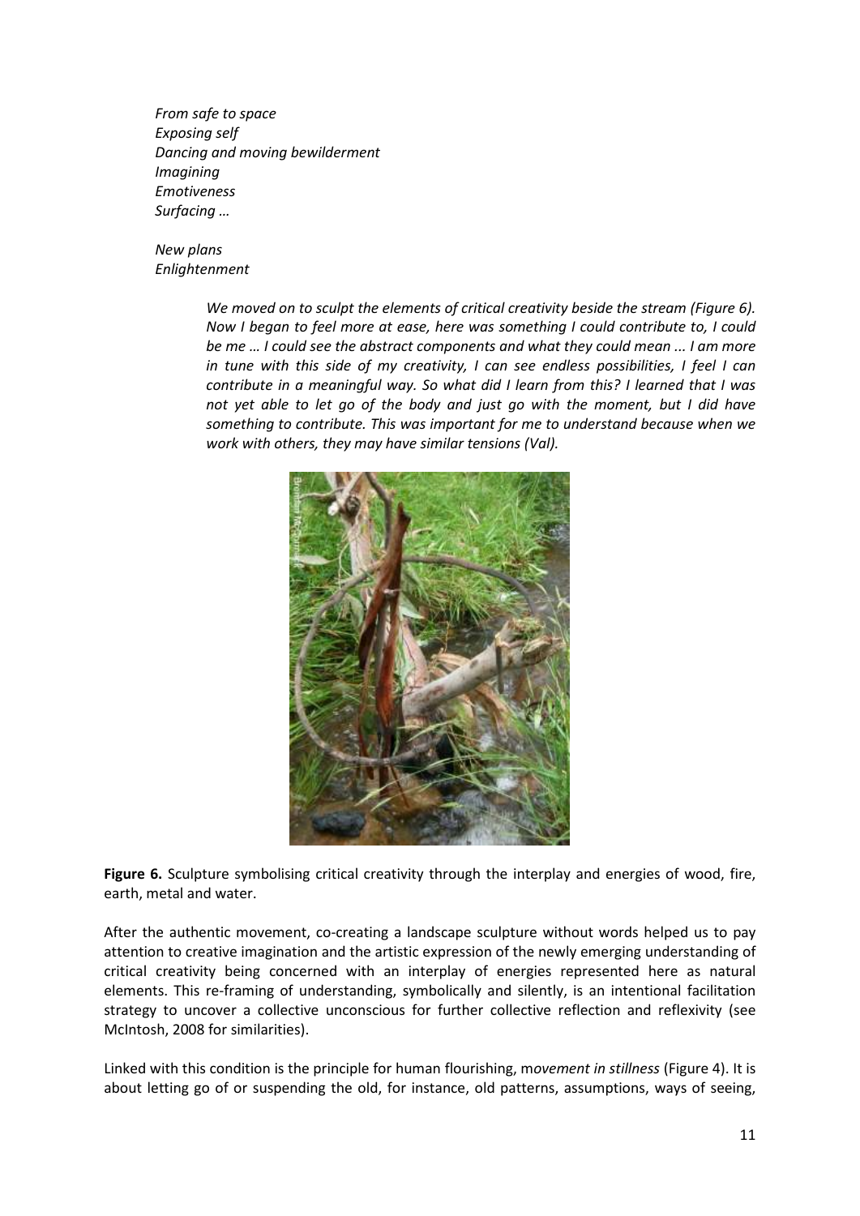*From safe to space*
*Exposing self*
*Dancing and moving bewilderment*
*Imagining*
*Emotiveness*
*Surfacing …*

*New plans*
*Enlightenment*

> *We moved on to sculpt the elements of critical creativity beside the stream (Figure 6). Now I began to feel more at ease, here was something I could contribute to, I could be me … I could see the abstract components and what they could mean ... I am more in tune with this side of my creativity, I can see endless possibilities, I feel I can contribute in a meaningful way. So what did I learn from this? I learned that I was not yet able to let go of the body and just go with the moment, but I did have something to contribute. This was important for me to understand because when we work with others, they may have similar tensions (Val).*

**Figure 6.** Sculpture symbolising critical creativity through the interplay and energies of wood, fire, earth, metal and water.

After the authentic movement, co-creating a landscape sculpture without words helped us to pay attention to creative imagination and the artistic expression of the newly emerging understanding of critical creativity being concerned with an interplay of energies represented here as natural elements. This re-framing of understanding, symbolically and silently, is an intentional facilitation strategy to uncover a collective unconscious for further collective reflection and reflexivity (see McIntosh, 2008 for similarities).

Linked with this condition is the principle for human flourishing, m*ovement in stillness* (Figure 4). It is about letting go of or suspending the old, for instance, old patterns, assumptions, ways of seeing,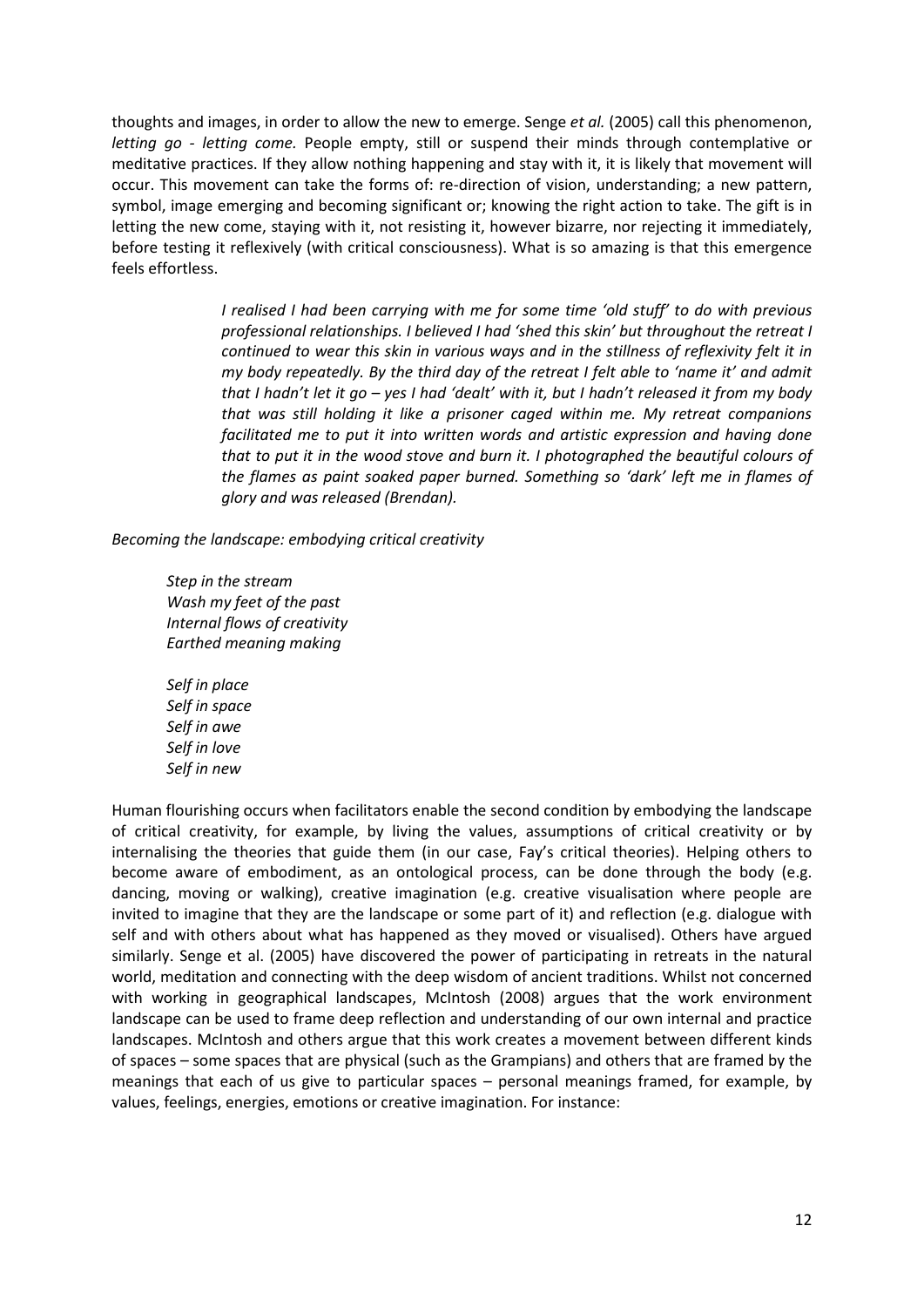thoughts and images, in order to allow the new to emerge. Senge *et al.* (2005) call this phenomenon, *letting go - letting come.* People empty, still or suspend their minds through contemplative or meditative practices. If they allow nothing happening and stay with it, it is likely that movement will occur. This movement can take the forms of: re-direction of vision, understanding; a new pattern, symbol, image emerging and becoming significant or; knowing the right action to take. The gift is in letting the new come, staying with it, not resisting it, however bizarre, nor rejecting it immediately, before testing it reflexively (with critical consciousness). What is so amazing is that this emergence feels effortless.

> *I realised I had been carrying with me for some time 'old stuff' to do with previous professional relationships. I believed I had 'shed this skin' but throughout the retreat I continued to wear this skin in various ways and in the stillness of reflexivity felt it in my body repeatedly. By the third day of the retreat I felt able to 'name it' and admit that I hadn't let it go – yes I had 'dealt' with it, but I hadn't released it from my body that was still holding it like a prisoner caged within me. My retreat companions facilitated me to put it into written words and artistic expression and having done that to put it in the wood stove and burn it. I photographed the beautiful colours of the flames as paint soaked paper burned. Something so 'dark' left me in flames of glory and was released (Brendan).*

*Becoming the landscape: embodying critical creativity*

> *Step in the stream*
> *Wash my feet of the past*
> *Internal flows of creativity*
> *Earthed meaning making*
>
> *Self in place*
> *Self in space*
> *Self in awe*
> *Self in love*
> *Self in new*

Human flourishing occurs when facilitators enable the second condition by embodying the landscape of critical creativity, for example, by living the values, assumptions of critical creativity or by internalising the theories that guide them (in our case, Fay's critical theories). Helping others to become aware of embodiment, as an ontological process, can be done through the body (e.g. dancing, moving or walking), creative imagination (e.g. creative visualisation where people are invited to imagine that they are the landscape or some part of it) and reflection (e.g. dialogue with self and with others about what has happened as they moved or visualised). Others have argued similarly. Senge et al. (2005) have discovered the power of participating in retreats in the natural world, meditation and connecting with the deep wisdom of ancient traditions. Whilst not concerned with working in geographical landscapes, McIntosh (2008) argues that the work environment landscape can be used to frame deep reflection and understanding of our own internal and practice landscapes. McIntosh and others argue that this work creates a movement between different kinds of spaces – some spaces that are physical (such as the Grampians) and others that are framed by the meanings that each of us give to particular spaces – personal meanings framed, for example, by values, feelings, energies, emotions or creative imagination. For instance: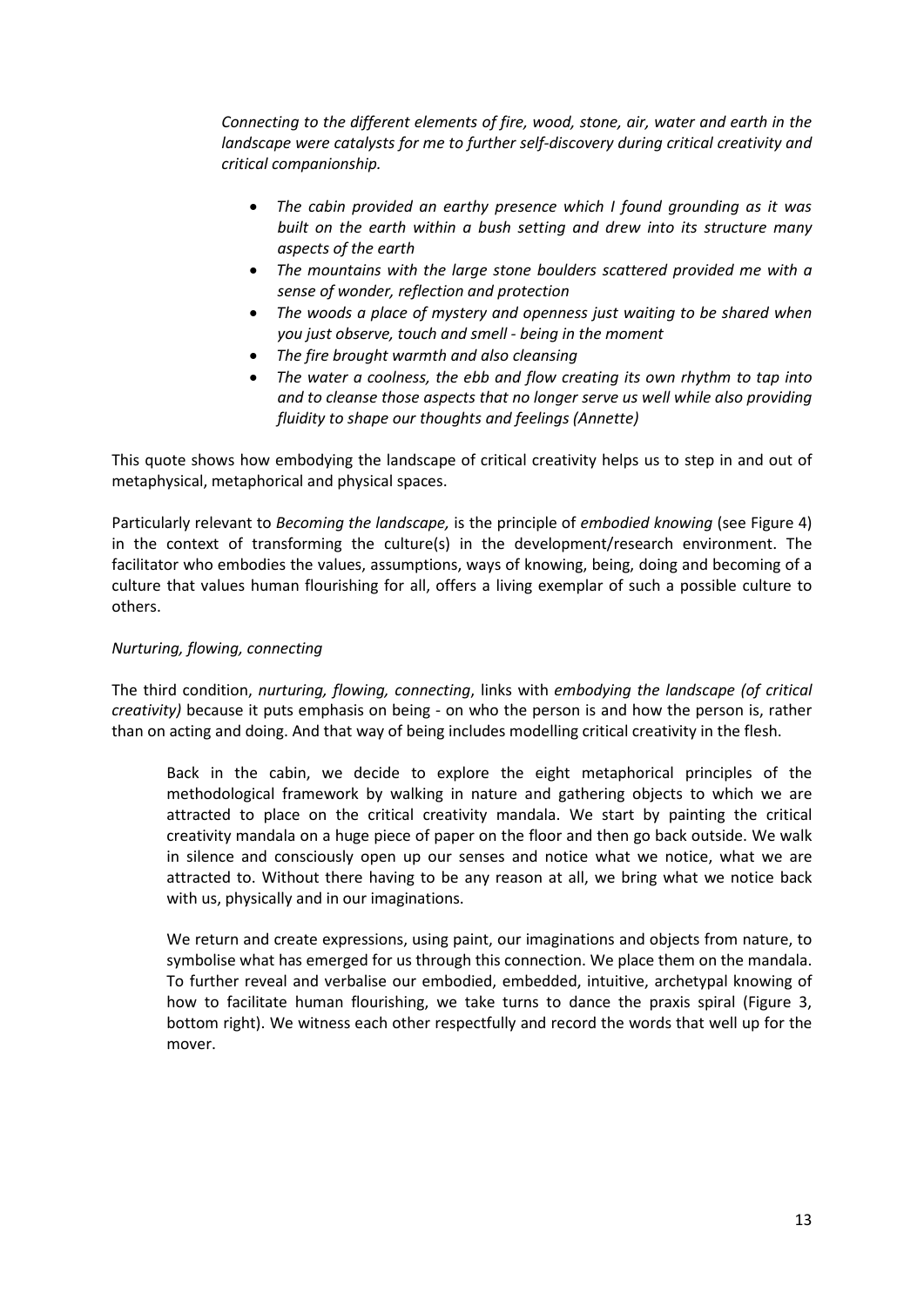*Connecting to the different elements of fire, wood, stone, air, water and earth in the landscape were catalysts for me to further self-discovery during critical creativity and critical companionship.*

- *The cabin provided an earthy presence which I found grounding as it was built on the earth within a bush setting and drew into its structure many aspects of the earth*
- *The mountains with the large stone boulders scattered provided me with a sense of wonder, reflection and protection*
- *The woods a place of mystery and openness just waiting to be shared when you just observe, touch and smell - being in the moment*
- *The fire brought warmth and also cleansing*
- *The water a coolness, the ebb and flow creating its own rhythm to tap into and to cleanse those aspects that no longer serve us well while also providing fluidity to shape our thoughts and feelings (Annette)*

This quote shows how embodying the landscape of critical creativity helps us to step in and out of metaphysical, metaphorical and physical spaces.

Particularly relevant to *Becoming the landscape,* is the principle of *embodied knowing* (see Figure 4) in the context of transforming the culture(s) in the development/research environment. The facilitator who embodies the values, assumptions, ways of knowing, being, doing and becoming of a culture that values human flourishing for all, offers a living exemplar of such a possible culture to others.

*Nurturing, flowing, connecting*

The third condition, *nurturing, flowing, connecting*, links with *embodying the landscape (of critical creativity)* because it puts emphasis on being - on who the person is and how the person is, rather than on acting and doing. And that way of being includes modelling critical creativity in the flesh.

> Back in the cabin, we decide to explore the eight metaphorical principles of the methodological framework by walking in nature and gathering objects to which we are attracted to place on the critical creativity mandala. We start by painting the critical creativity mandala on a huge piece of paper on the floor and then go back outside. We walk in silence and consciously open up our senses and notice what we notice, what we are attracted to. Without there having to be any reason at all, we bring what we notice back with us, physically and in our imaginations.
>
> We return and create expressions, using paint, our imaginations and objects from nature, to symbolise what has emerged for us through this connection. We place them on the mandala. To further reveal and verbalise our embodied, embedded, intuitive, archetypal knowing of how to facilitate human flourishing, we take turns to dance the praxis spiral (Figure 3, bottom right). We witness each other respectfully and record the words that well up for the mover.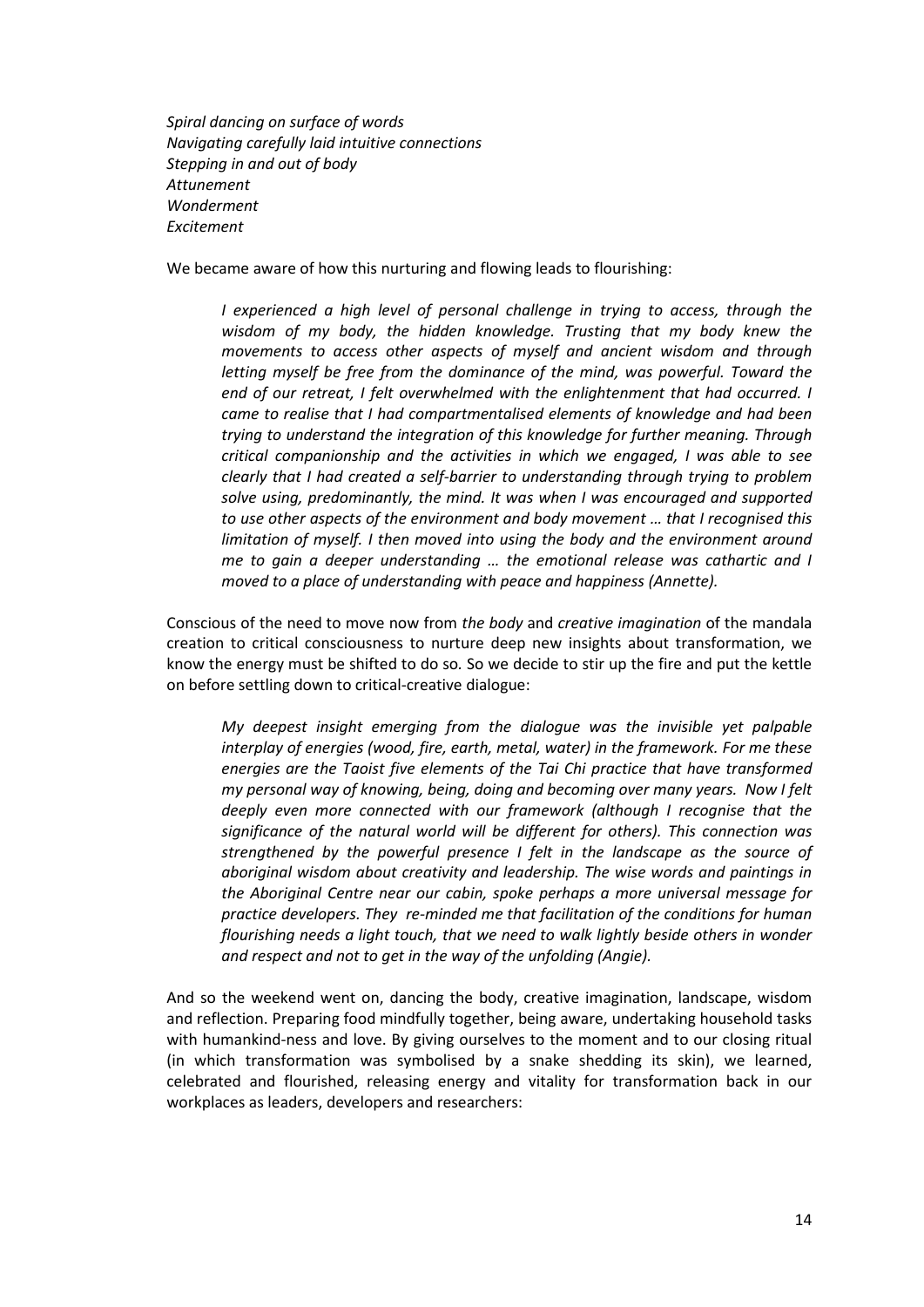*Spiral dancing on surface of words*
*Navigating carefully laid intuitive connections*
*Stepping in and out of body*
*Attunement*
*Wonderment*
*Excitement*

We became aware of how this nurturing and flowing leads to flourishing:

> *I experienced a high level of personal challenge in trying to access, through the wisdom of my body, the hidden knowledge. Trusting that my body knew the movements to access other aspects of myself and ancient wisdom and through letting myself be free from the dominance of the mind, was powerful. Toward the end of our retreat, I felt overwhelmed with the enlightenment that had occurred. I came to realise that I had compartmentalised elements of knowledge and had been trying to understand the integration of this knowledge for further meaning. Through critical companionship and the activities in which we engaged, I was able to see clearly that I had created a self-barrier to understanding through trying to problem solve using, predominantly, the mind. It was when I was encouraged and supported to use other aspects of the environment and body movement … that I recognised this limitation of myself. I then moved into using the body and the environment around me to gain a deeper understanding … the emotional release was cathartic and I moved to a place of understanding with peace and happiness (Annette).*

Conscious of the need to move now from *the body* and *creative imagination* of the mandala creation to critical consciousness to nurture deep new insights about transformation, we know the energy must be shifted to do so. So we decide to stir up the fire and put the kettle on before settling down to critical-creative dialogue:

> *My deepest insight emerging from the dialogue was the invisible yet palpable interplay of energies (wood, fire, earth, metal, water) in the framework. For me these energies are the Taoist five elements of the Tai Chi practice that have transformed my personal way of knowing, being, doing and becoming over many years. Now I felt deeply even more connected with our framework (although I recognise that the significance of the natural world will be different for others). This connection was strengthened by the powerful presence I felt in the landscape as the source of aboriginal wisdom about creativity and leadership. The wise words and paintings in the Aboriginal Centre near our cabin, spoke perhaps a more universal message for practice developers. They re-minded me that facilitation of the conditions for human flourishing needs a light touch, that we need to walk lightly beside others in wonder and respect and not to get in the way of the unfolding (Angie).*

And so the weekend went on, dancing the body, creative imagination, landscape, wisdom and reflection. Preparing food mindfully together, being aware, undertaking household tasks with humankind-ness and love. By giving ourselves to the moment and to our closing ritual (in which transformation was symbolised by a snake shedding its skin), we learned, celebrated and flourished, releasing energy and vitality for transformation back in our workplaces as leaders, developers and researchers: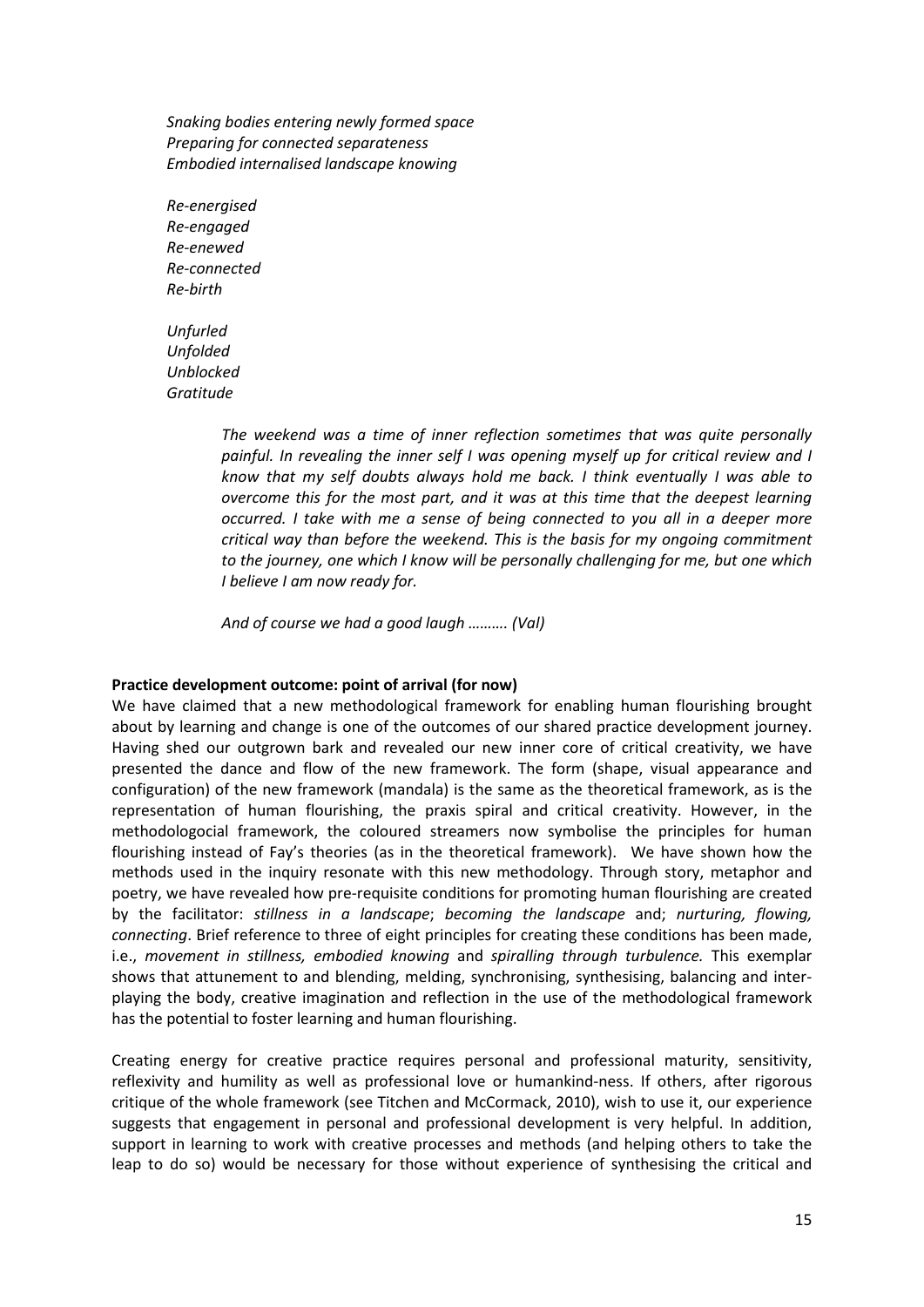*Snaking bodies entering newly formed space*
*Preparing for connected separateness*
*Embodied internalised landscape knowing*

*Re-energised*
*Re-engaged*
*Re-enewed*
*Re-connected*
*Re-birth*

*Unfurled*
*Unfolded*
*Unblocked*
*Gratitude*

> *The weekend was a time of inner reflection sometimes that was quite personally painful. In revealing the inner self I was opening myself up for critical review and I know that my self doubts always hold me back. I think eventually I was able to overcome this for the most part, and it was at this time that the deepest learning occurred. I take with me a sense of being connected to you all in a deeper more critical way than before the weekend. This is the basis for my ongoing commitment to the journey, one which I know will be personally challenging for me, but one which I believe I am now ready for.*
>
> *And of course we had a good laugh ………. (Val)*

**Practice development outcome: point of arrival (for now)**

We have claimed that a new methodological framework for enabling human flourishing brought about by learning and change is one of the outcomes of our shared practice development journey. Having shed our outgrown bark and revealed our new inner core of critical creativity, we have presented the dance and flow of the new framework. The form (shape, visual appearance and configuration) of the new framework (mandala) is the same as the theoretical framework, as is the representation of human flourishing, the praxis spiral and critical creativity. However, in the methodologocial framework, the coloured streamers now symbolise the principles for human flourishing instead of Fay's theories (as in the theoretical framework). We have shown how the methods used in the inquiry resonate with this new methodology. Through story, metaphor and poetry, we have revealed how pre-requisite conditions for promoting human flourishing are created by the facilitator: *stillness in a landscape*; *becoming the landscape* and; *nurturing, flowing, connecting*. Brief reference to three of eight principles for creating these conditions has been made, i.e., *movement in stillness, embodied knowing* and *spiralling through turbulence.* This exemplar shows that attunement to and blending, melding, synchronising, synthesising, balancing and inter-playing the body, creative imagination and reflection in the use of the methodological framework has the potential to foster learning and human flourishing.

Creating energy for creative practice requires personal and professional maturity, sensitivity, reflexivity and humility as well as professional love or humankind-ness. If others, after rigorous critique of the whole framework (see Titchen and McCormack, 2010), wish to use it, our experience suggests that engagement in personal and professional development is very helpful. In addition, support in learning to work with creative processes and methods (and helping others to take the leap to do so) would be necessary for those without experience of synthesising the critical and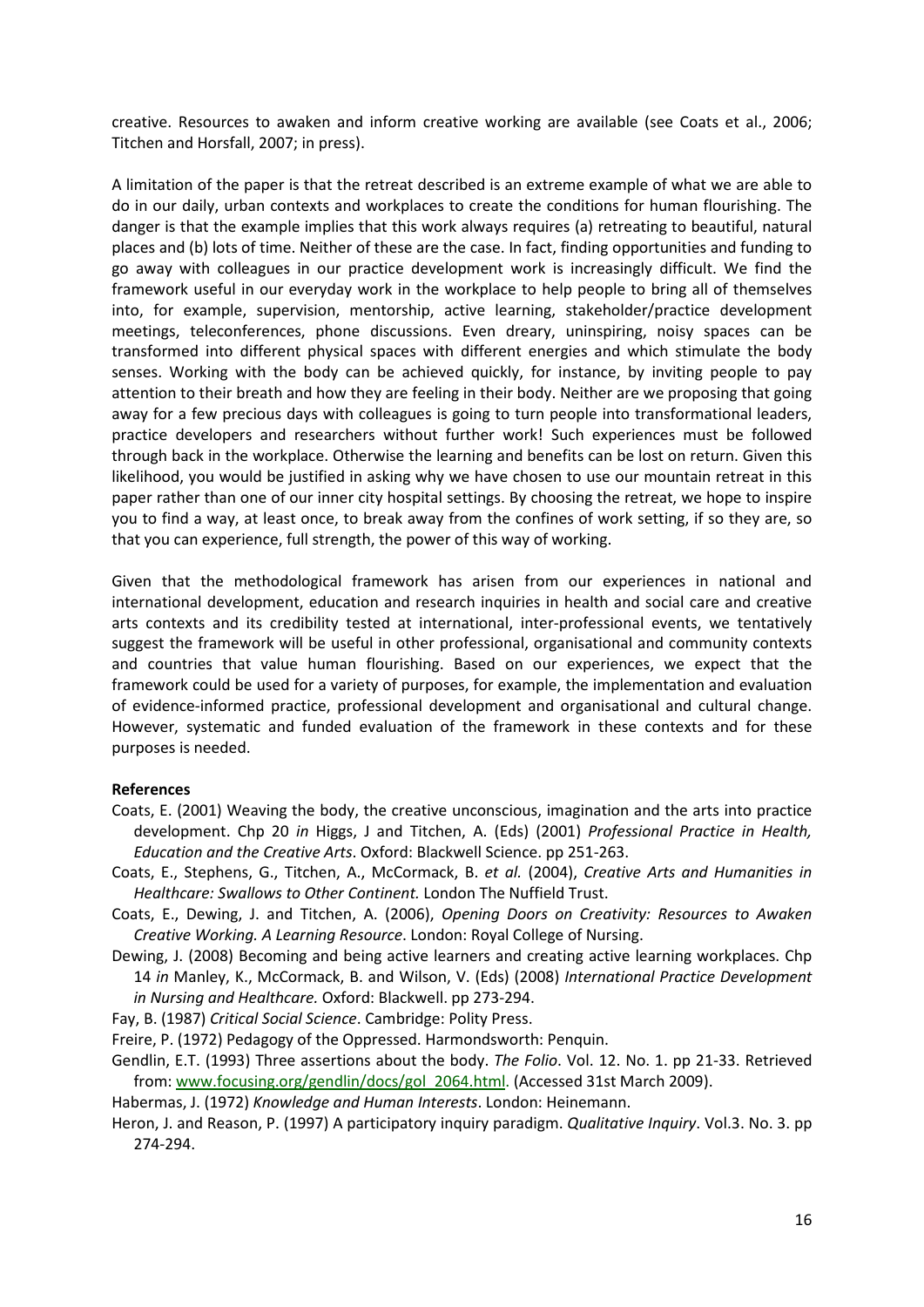creative. Resources to awaken and inform creative working are available (see Coats et al., 2006; Titchen and Horsfall, 2007; in press).

A limitation of the paper is that the retreat described is an extreme example of what we are able to do in our daily, urban contexts and workplaces to create the conditions for human flourishing. The danger is that the example implies that this work always requires (a) retreating to beautiful, natural places and (b) lots of time. Neither of these are the case. In fact, finding opportunities and funding to go away with colleagues in our practice development work is increasingly difficult. We find the framework useful in our everyday work in the workplace to help people to bring all of themselves into, for example, supervision, mentorship, active learning, stakeholder/practice development meetings, teleconferences, phone discussions. Even dreary, uninspiring, noisy spaces can be transformed into different physical spaces with different energies and which stimulate the body senses. Working with the body can be achieved quickly, for instance, by inviting people to pay attention to their breath and how they are feeling in their body. Neither are we proposing that going away for a few precious days with colleagues is going to turn people into transformational leaders, practice developers and researchers without further work! Such experiences must be followed through back in the workplace. Otherwise the learning and benefits can be lost on return. Given this likelihood, you would be justified in asking why we have chosen to use our mountain retreat in this paper rather than one of our inner city hospital settings. By choosing the retreat, we hope to inspire you to find a way, at least once, to break away from the confines of work setting, if so they are, so that you can experience, full strength, the power of this way of working.

Given that the methodological framework has arisen from our experiences in national and international development, education and research inquiries in health and social care and creative arts contexts and its credibility tested at international, inter-professional events, we tentatively suggest the framework will be useful in other professional, organisational and community contexts and countries that value human flourishing. Based on our experiences, we expect that the framework could be used for a variety of purposes, for example, the implementation and evaluation of evidence-informed practice, professional development and organisational and cultural change. However, systematic and funded evaluation of the framework in these contexts and for these purposes is needed.

**References**

Coats, E. (2001) Weaving the body, the creative unconscious, imagination and the arts into practice development. Chp 20 *in* Higgs, J and Titchen, A. (Eds) (2001) *Professional Practice in Health, Education and the Creative Arts*. Oxford: Blackwell Science. pp 251-263.

Coats, E., Stephens, G., Titchen, A., McCormack, B. *et al.* (2004), *Creative Arts and Humanities in Healthcare: Swallows to Other Continent.* London The Nuffield Trust.

Coats, E., Dewing, J. and Titchen, A. (2006), *Opening Doors on Creativity: Resources to Awaken Creative Working. A Learning Resource*. London: Royal College of Nursing.

Dewing, J. (2008) Becoming and being active learners and creating active learning workplaces. Chp 14 *in* Manley, K., McCormack, B. and Wilson, V. (Eds) (2008) *International Practice Development in Nursing and Healthcare.* Oxford: Blackwell. pp 273-294.

Fay, B. (1987) *Critical Social Science*. Cambridge: Polity Press.

Freire, P. (1972) Pedagogy of the Oppressed. Harmondsworth: Penquin.

Gendlin, E.T. (1993) Three assertions about the body. *The Folio*. Vol. 12. No. 1. pp 21-33. Retrieved from: www.focusing.org/gendlin/docs/gol_2064.html. (Accessed 31st March 2009).

Habermas, J. (1972) *Knowledge and Human Interests*. London: Heinemann.

Heron, J. and Reason, P. (1997) A participatory inquiry paradigm. *Qualitative Inquiry*. Vol.3. No. 3. pp 274-294.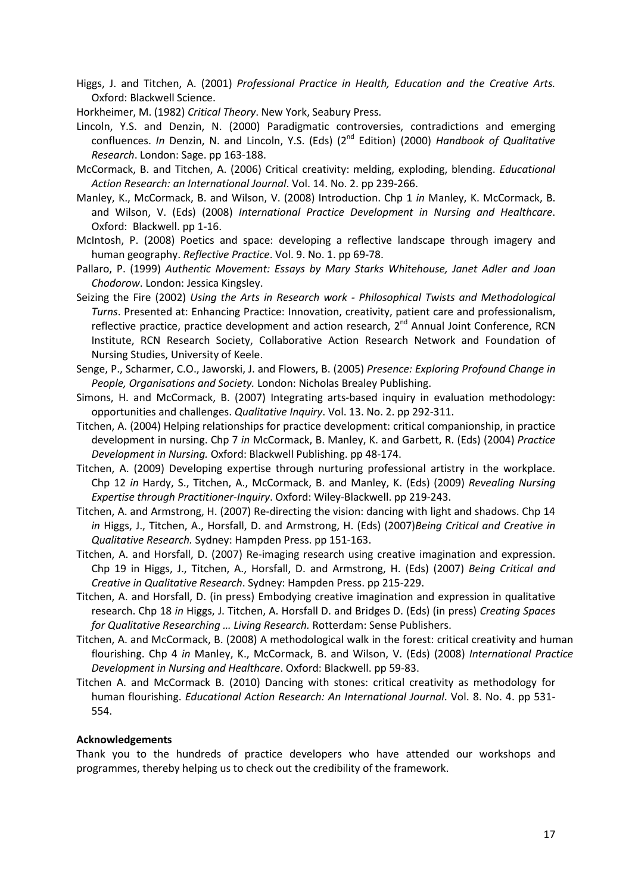Higgs, J. and Titchen, A. (2001) *Professional Practice in Health, Education and the Creative Arts.* Oxford: Blackwell Science.

Horkheimer, M. (1982) *Critical Theory*. New York, Seabury Press.

Lincoln, Y.S. and Denzin, N. (2000) Paradigmatic controversies, contradictions and emerging confluences. *In* Denzin, N. and Lincoln, Y.S. (Eds) (2nd Edition) (2000) *Handbook of Qualitative Research*. London: Sage. pp 163-188.

McCormack, B. and Titchen, A. (2006) Critical creativity: melding, exploding, blending. *Educational Action Research: an International Journal*. Vol. 14. No. 2. pp 239-266.

Manley, K., McCormack, B. and Wilson, V. (2008) Introduction. Chp 1 *in* Manley, K. McCormack, B. and Wilson, V. (Eds) (2008) *International Practice Development in Nursing and Healthcare*. Oxford: Blackwell. pp 1-16.

McIntosh, P. (2008) Poetics and space: developing a reflective landscape through imagery and human geography. *Reflective Practice*. Vol. 9. No. 1. pp 69-78.

Pallaro, P. (1999) *Authentic Movement: Essays by Mary Starks Whitehouse, Janet Adler and Joan Chodorow*. London: Jessica Kingsley.

Seizing the Fire (2002) *Using the Arts in Research work - Philosophical Twists and Methodological Turns*. Presented at: Enhancing Practice: Innovation, creativity, patient care and professionalism, reflective practice, practice development and action research, 2nd Annual Joint Conference, RCN Institute, RCN Research Society, Collaborative Action Research Network and Foundation of Nursing Studies, University of Keele.

Senge, P., Scharmer, C.O., Jaworski, J. and Flowers, B. (2005) *Presence: Exploring Profound Change in People, Organisations and Society.* London: Nicholas Brealey Publishing.

Simons, H. and McCormack, B. (2007) Integrating arts-based inquiry in evaluation methodology: opportunities and challenges. *Qualitative Inquiry*. Vol. 13. No. 2. pp 292-311.

Titchen, A. (2004) Helping relationships for practice development: critical companionship, in practice development in nursing. Chp 7 *in* McCormack, B. Manley, K. and Garbett, R. (Eds) (2004) *Practice Development in Nursing.* Oxford: Blackwell Publishing. pp 48-174.

Titchen, A. (2009) Developing expertise through nurturing professional artistry in the workplace. Chp 12 *in* Hardy, S., Titchen, A., McCormack, B. and Manley, K. (Eds) (2009) *Revealing Nursing Expertise through Practitioner-Inquiry*. Oxford: Wiley-Blackwell. pp 219-243.

Titchen, A. and Armstrong, H. (2007) Re-directing the vision: dancing with light and shadows. Chp 14 *in* Higgs, J., Titchen, A., Horsfall, D. and Armstrong, H. (Eds) (2007)*Being Critical and Creative in Qualitative Research.* Sydney: Hampden Press. pp 151-163.

Titchen, A. and Horsfall, D. (2007) Re-imaging research using creative imagination and expression. Chp 19 in Higgs, J., Titchen, A., Horsfall, D. and Armstrong, H. (Eds) (2007) *Being Critical and Creative in Qualitative Research*. Sydney: Hampden Press. pp 215-229.

Titchen, A. and Horsfall, D. (in press) Embodying creative imagination and expression in qualitative research. Chp 18 *in* Higgs, J. Titchen, A. Horsfall D. and Bridges D. (Eds) (in press) *Creating Spaces for Qualitative Researching … Living Research.* Rotterdam: Sense Publishers.

Titchen, A. and McCormack, B. (2008) A methodological walk in the forest: critical creativity and human flourishing. Chp 4 *in* Manley, K., McCormack, B. and Wilson, V. (Eds) (2008) *International Practice Development in Nursing and Healthcare*. Oxford: Blackwell. pp 59-83.

Titchen A. and McCormack B. (2010) Dancing with stones: critical creativity as methodology for human flourishing. *Educational Action Research: An International Journal*. Vol. 8. No. 4. pp 531-554.

**Acknowledgements**

Thank you to the hundreds of practice developers who have attended our workshops and programmes, thereby helping us to check out the credibility of the framework.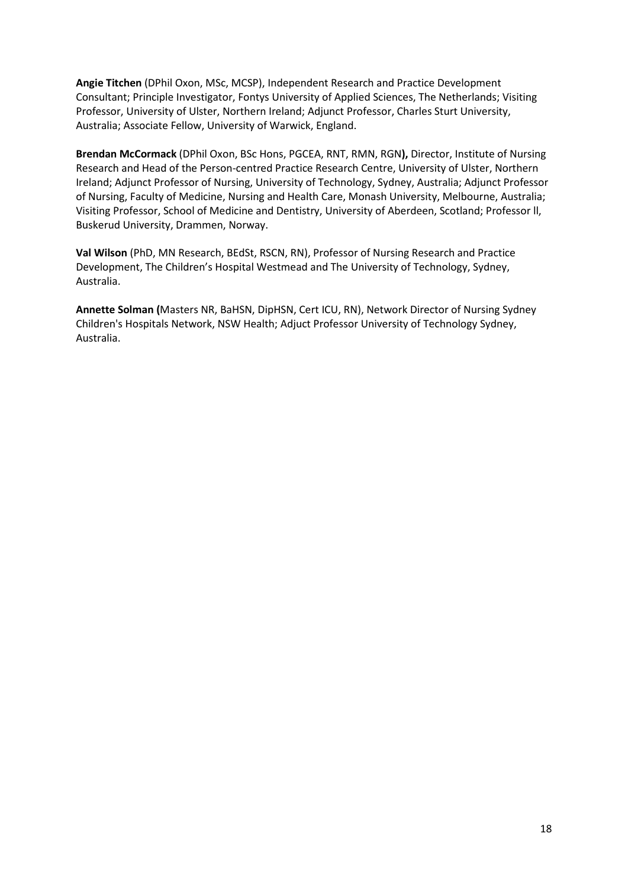**Angie Titchen** (DPhil Oxon, MSc, MCSP), Independent Research and Practice Development Consultant; Principle Investigator, Fontys University of Applied Sciences, The Netherlands; Visiting Professor, University of Ulster, Northern Ireland; Adjunct Professor, Charles Sturt University, Australia; Associate Fellow, University of Warwick, England.

**Brendan McCormack** (DPhil Oxon, BSc Hons, PGCEA, RNT, RMN, RGN**),** Director, Institute of Nursing Research and Head of the Person-centred Practice Research Centre, University of Ulster, Northern Ireland; Adjunct Professor of Nursing, University of Technology, Sydney, Australia; Adjunct Professor of Nursing, Faculty of Medicine, Nursing and Health Care, Monash University, Melbourne, Australia; Visiting Professor, School of Medicine and Dentistry, University of Aberdeen, Scotland; Professor ll, Buskerud University, Drammen, Norway.

**Val Wilson** (PhD, MN Research, BEdSt, RSCN, RN), Professor of Nursing Research and Practice Development, The Children's Hospital Westmead and The University of Technology, Sydney, Australia.

**Annette Solman (**Masters NR, BaHSN, DipHSN, Cert ICU, RN), Network Director of Nursing Sydney Children's Hospitals Network, NSW Health; Adjuct Professor University of Technology Sydney, Australia.